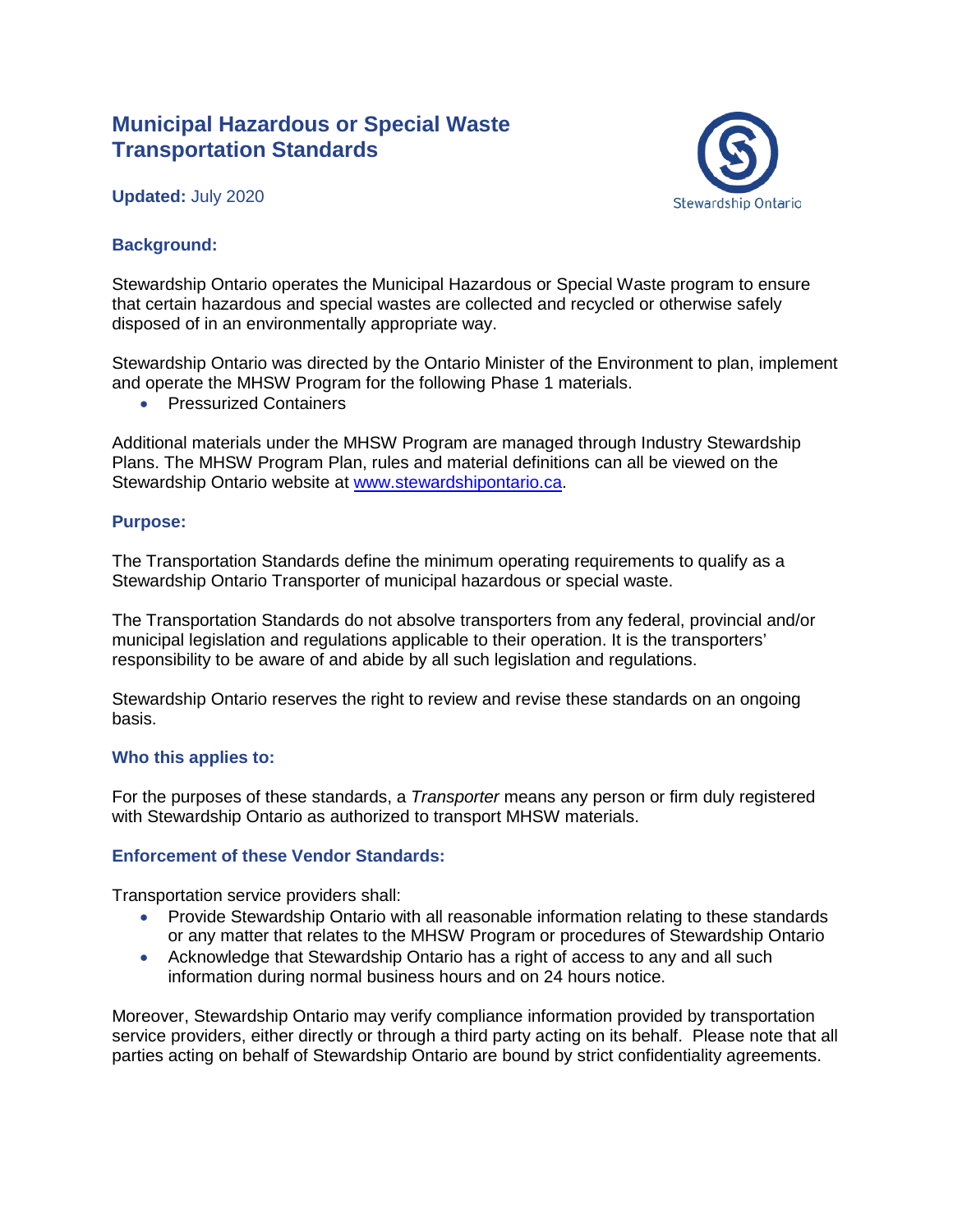# Municipal Hazardous or Special Waste Transportation Standards

**Updated:** July 2020

Stewardship Ontario

## Background:

Stewardship Ontario operates the Municipal Hazardous or Special Waste program to ensure that certain hazardous and special wastes are collected and recycled or otherwise safely disposed of in an environmentally appropriate way.

Stewardship Ontario was directed by the Ontario Minister of the Environment to plan, implement and operate the MHSW Program for the following Phase 1 materials.

- Pressurized Containers

Additional materials under the MHSW Program are managed through Industry Stewardship Plans. The MHSW Program Plan, rules and material definitions can all be viewed on the Stewardship Ontario website at [www.stewardshipontario.ca](http://www.stewardshipontario.ca).

## Purpose:

The Transportation Standards define the minimum operating requirements to qualify as a Stewardship Ontario Transporter of municipal hazardous or special waste.

The Transportation Standards do not absolve transporters from any federal, provincial and/or municipal legislation and regulations applicable to their operation. It is the transporters' responsibility to be aware of and abide by all such legislation and regulations.

Stewardship Ontario reserves the right to review and revise these standards on an ongoing basis.

## Who this applies to:

For the purposes of these standards, a *Transporter* means any person or firm duly registered with Stewardship Ontario as authorized to transport MHSW materials.

## Enforcement of these Vendor Standards:

Transportation service providers shall:

- Provide Stewardship Ontario with all reasonable information relating to these standards or any matter that relates to the MHSW Program or procedures of Stewardship Ontario
- Acknowledge that Stewardship Ontario has a right of access to any and all such information during normal business hours and on 24 hours notice.

Moreover, Stewardship Ontario may verify compliance information provided by transportation service providers, either directly or through a third party acting on its behalf. Please note that all parties acting on behalf of Stewardship Ontario are bound by strict confidentiality agreements.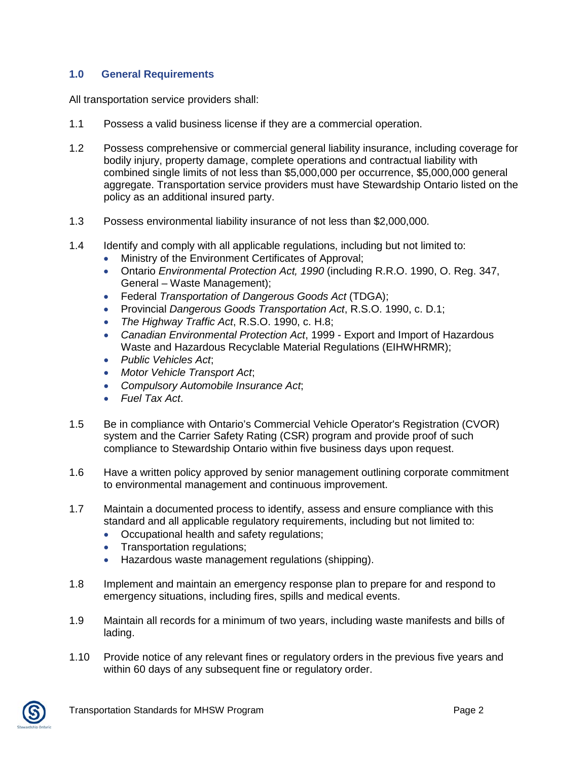## 1.0 General Requirements

All transportation service providers shall:

1.1 Possess a valid business license if they are a commercial operation.

1.2 Possess comprehensive or commercial general liability insurance, including coverage for bodily injury, property damage, complete operations and contractual liability with combined single limits of not less than $5,000,000 per occurrence, $5,000,000 general aggregate. Transportation service providers must have Stewardship Ontario listed on the policy as an additional insured party.

1.3 Possess environmental liability insurance of not less than $2,000,000.

1.4 Identify and comply with all applicable regulations, including but not limited to:

- Ministry of the Environment Certificates of Approval;
- Ontario *Environmental Protection Act, 1990* (including R.R.O. 1990, O. Reg. 347, General – Waste Management);
- Federal *Transportation of Dangerous Goods Act* (TDGA);
- Provincial *Dangerous Goods Transportation Act*, R.S.O. 1990, c. D.1;
- *The Highway Traffic Act*, R.S.O. 1990, c. H.8;
- *Canadian Environmental Protection Act*, 1999 - Export and Import of Hazardous Waste and Hazardous Recyclable Material Regulations (EIHWHRMR);
- *Public Vehicles Act*;
- *Motor Vehicle Transport Act*;
- *Compulsory Automobile Insurance Act*;
- *Fuel Tax Act*.

1.5 Be in compliance with Ontario's Commercial Vehicle Operator's Registration (CVOR) system and the Carrier Safety Rating (CSR) program and provide proof of such compliance to Stewardship Ontario within five business days upon request.

1.6 Have a written policy approved by senior management outlining corporate commitment to environmental management and continuous improvement.

1.7 Maintain a documented process to identify, assess and ensure compliance with this standard and all applicable regulatory requirements, including but not limited to:

- Occupational health and safety regulations;
- Transportation regulations;
- Hazardous waste management regulations (shipping).

1.8 Implement and maintain an emergency response plan to prepare for and respond to emergency situations, including fires, spills and medical events.

1.9 Maintain all records for a minimum of two years, including waste manifests and bills of lading.

1.10 Provide notice of any relevant fines or regulatory orders in the previous five years and within 60 days of any subsequent fine or regulatory order.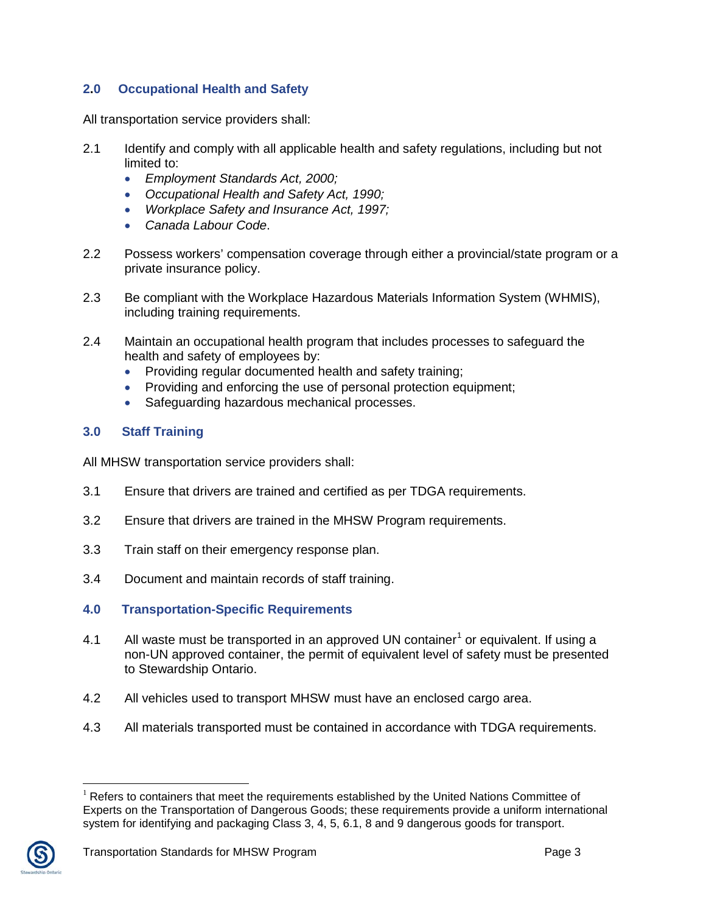## 2.0 Occupational Health and Safety

All transportation service providers shall:

2.1 Identify and comply with all applicable health and safety regulations, including but not limited to:

- *Employment Standards Act, 2000;*
- *Occupational Health and Safety Act, 1990;*
- *Workplace Safety and Insurance Act, 1997;*
- *Canada Labour Code*.

2.2 Possess workers' compensation coverage through either a provincial/state program or a private insurance policy.

2.3 Be compliant with the Workplace Hazardous Materials Information System (WHMIS), including training requirements.

2.4 Maintain an occupational health program that includes processes to safeguard the health and safety of employees by:

- Providing regular documented health and safety training;
- Providing and enforcing the use of personal protection equipment;
- Safeguarding hazardous mechanical processes.

## 3.0 Staff Training

All MHSW transportation service providers shall:

3.1 Ensure that drivers are trained and certified as per TDGA requirements.

3.2 Ensure that drivers are trained in the MHSW Program requirements.

3.3 Train staff on their emergency response plan.

3.4 Document and maintain records of staff training.

## 4.0 Transportation-Specific Requirements

4.1 All waste must be transported in an approved UN container[1] or equivalent. If using a non-UN approved container, the permit of equivalent level of safety must be presented to Stewardship Ontario.

4.2 All vehicles used to transport MHSW must have an enclosed cargo area.

4.3 All materials transported must be contained in accordance with TDGA requirements.

---

[1] Refers to containers that meet the requirements established by the United Nations Committee of Experts on the Transportation of Dangerous Goods; these requirements provide a uniform international system for identifying and packaging Class 3, 4, 5, 6.1, 8 and 9 dangerous goods for transport.